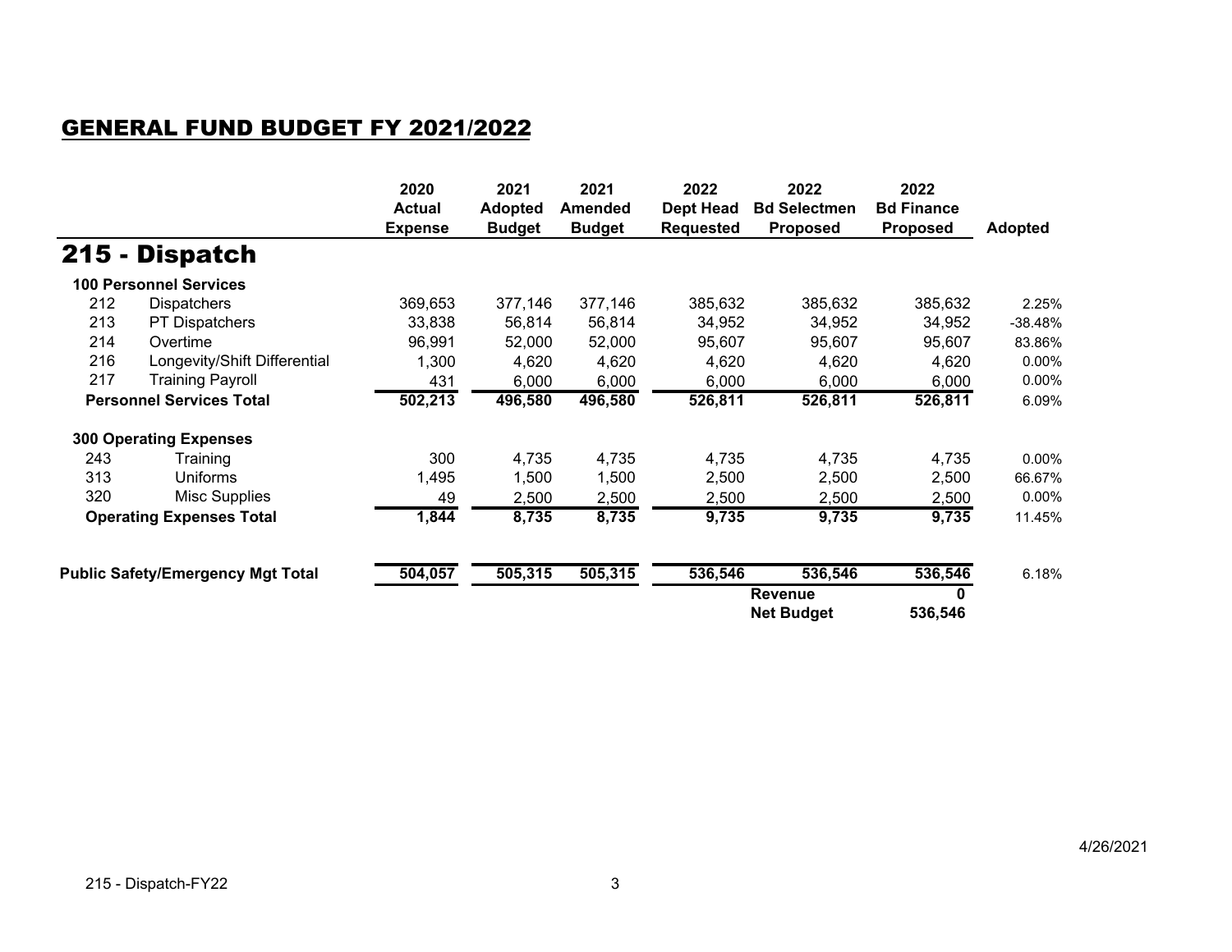## GENERAL FUND BUDGET FY 2021/2022

# 215 - Dispatch

| | | 2020 Actual Expense | 2021 Adopted Budget | 2021 Amended Budget | 2022 Dept Head Requested | 2022 Bd Selectmen Proposed | 2022 Bd Finance Proposed | Adopted |
|---|---|---|---|---|---|---|---|---|
| **100 Personnel Services** | | | | | | | | |
| 212 | Dispatchers | 369,653 | 377,146 | 377,146 | 385,632 | 385,632 | 385,632 | 2.25% |
| 213 | PT Dispatchers | 33,838 | 56,814 | 56,814 | 34,952 | 34,952 | 34,952 | -38.48% |
| 214 | Overtime | 96,991 | 52,000 | 52,000 | 95,607 | 95,607 | 95,607 | 83.86% |
| 216 | Longevity/Shift Differential | 1,300 | 4,620 | 4,620 | 4,620 | 4,620 | 4,620 | 0.00% |
| 217 | Training Payroll | 431 | 6,000 | 6,000 | 6,000 | 6,000 | 6,000 | 0.00% |
| **Personnel Services Total** | | **502,213** | **496,580** | **496,580** | **526,811** | **526,811** | **526,811** | 6.09% |
| **300 Operating Expenses** | | | | | | | | |
| 243 | Training | 300 | 4,735 | 4,735 | 4,735 | 4,735 | 4,735 | 0.00% |
| 313 | Uniforms | 1,495 | 1,500 | 1,500 | 2,500 | 2,500 | 2,500 | 66.67% |
| 320 | Misc Supplies | 49 | 2,500 | 2,500 | 2,500 | 2,500 | 2,500 | 0.00% |
| **Operating Expenses Total** | | **1,844** | **8,735** | **8,735** | **9,735** | **9,735** | **9,735** | 11.45% |
| **Public Safety/Emergency Mgt Total** | | **504,057** | **505,315** | **505,315** | **536,546** | **536,546** | **536,546** | 6.18% |
| | | | | | | **Revenue** | **0** | |
| | | | | | | **Net Budget** | **536,546** | |

4/26/2021

215 - Dispatch-FY22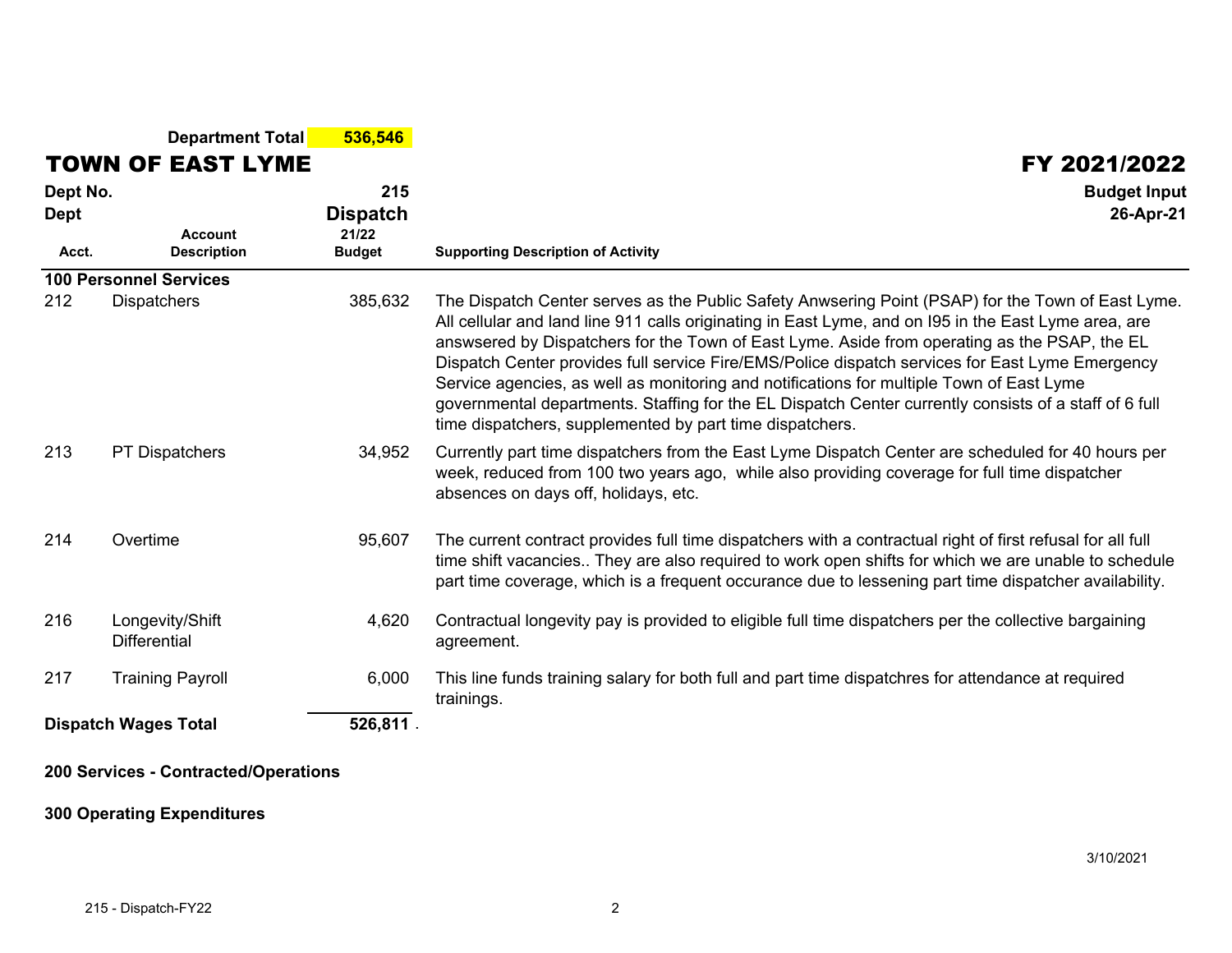**Department Total** **536,546**

# TOWN OF EAST LYME

## FY 2021/2022

**Dept No.** 215
**Dept** **Dispatch**

**Budget Input**
**26-Apr-21**

| Acct. | Account Description | 21/22 Budget | Supporting Description of Activity |
|---|---|---|---|
| **100 Personnel Services** | | | |
| 212 | Dispatchers | 385,632 | The Dispatch Center serves as the Public Safety Anwsering Point (PSAP) for the Town of East Lyme. All cellular and land line 911 calls originating in East Lyme, and on I95 in the East Lyme area, are answsered by Dispatchers for the Town of East Lyme. Aside from operating as the PSAP, the EL Dispatch Center provides full service Fire/EMS/Police dispatch services for East Lyme Emergency Service agencies, as well as monitoring and notifications for multiple Town of East Lyme governmental departments. Staffing for the EL Dispatch Center currently consists of a staff of 6 full time dispatchers, supplemented by part time dispatchers. |
| 213 | PT Dispatchers | 34,952 | Currently part time dispatchers from the East Lyme Dispatch Center are scheduled for 40 hours per week, reduced from 100 two years ago, while also providing coverage for full time dispatcher absences on days off, holidays, etc. |
| 214 | Overtime | 95,607 | The current contract provides full time dispatchers with a contractual right of first refusal for all full time shift vacancies.. They are also required to work open shifts for which we are unable to schedule part time coverage, which is a frequent occurance due to lessening part time dispatcher availability. |
| 216 | Longevity/Shift Differential | 4,620 | Contractual longevity pay is provided to eligible full time dispatchers per the collective bargaining agreement. |
| 217 | Training Payroll | 6,000 | This line funds training salary for both full and part time dispatchres for attendance at required trainings. |
| **Dispatch Wages Total** | | **526,811** | . |

**200 Services - Contracted/Operations**

**300 Operating Expenditures**

3/10/2021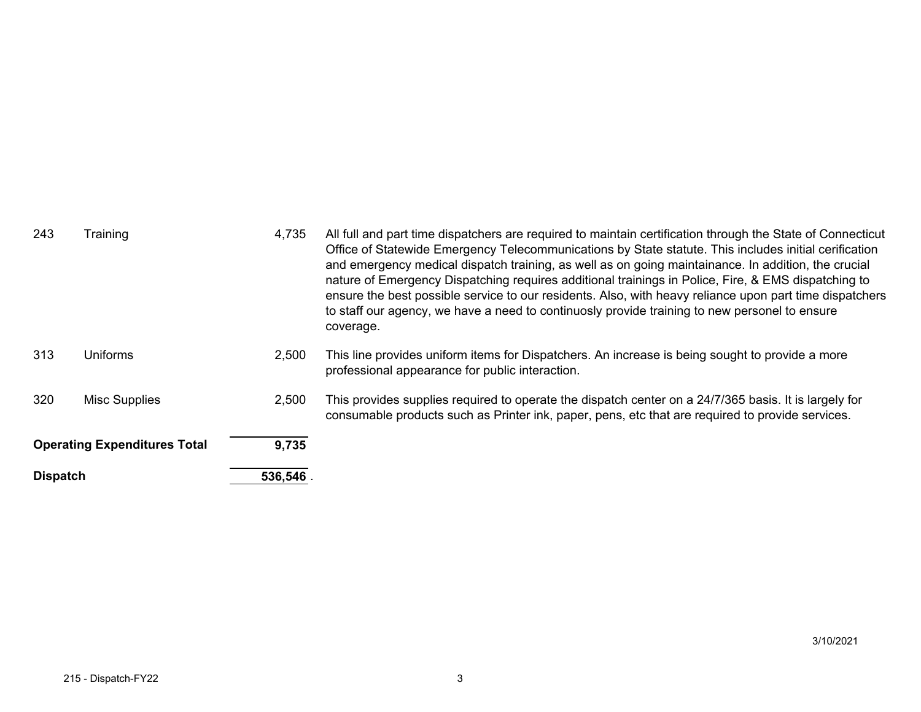| | | | |
|---|---|---|---|
| 243 | Training | 4,735 | All full and part time dispatchers are required to maintain certification through the State of Connecticut Office of Statewide Emergency Telecommunications by State statute. This includes initial cerification and emergency medical dispatch training, as well as on going maintainance. In addition, the crucial nature of Emergency Dispatching requires additional trainings in Police, Fire, & EMS dispatching to ensure the best possible service to our residents. Also, with heavy reliance upon part time dispatchers to staff our agency, we have a need to continuosly provide training to new personel to ensure coverage. |
| 313 | Uniforms | 2,500 | This line provides uniform items for Dispatchers. An increase is being sought to provide a more professional appearance for public interaction. |
| 320 | Misc Supplies | 2,500 | This provides supplies required to operate the dispatch center on a 24/7/365 basis. It is largely for consumable products such as Printer ink, paper, pens, etc that are required to provide services. |
| **Operating Expenditures Total** | | **9,735** | |
| **Dispatch** | | **536,546** | |

3/10/2021

215 - Dispatch-FY22